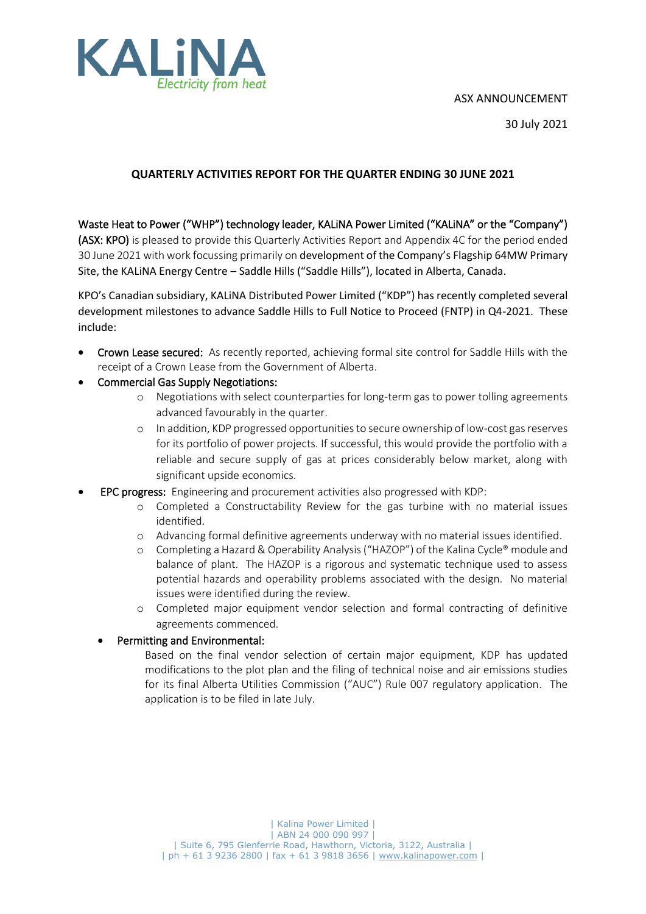KALiNA
*Electricity from heat*

ASX ANNOUNCEMENT

30 July 2021

**QUARTERLY ACTIVITIES REPORT FOR THE QUARTER ENDING 30 JUNE 2021**

Waste Heat to Power ("WHP") technology leader, KALiNA Power Limited ("KALiNA" or the "Company") (ASX: KPO) is pleased to provide this Quarterly Activities Report and Appendix 4C for the period ended 30 June 2021 with work focussing primarily on development of the Company's Flagship 64MW Primary Site, the KALiNA Energy Centre – Saddle Hills ("Saddle Hills"), located in Alberta, Canada.

KPO's Canadian subsidiary, KALiNA Distributed Power Limited ("KDP") has recently completed several development milestones to advance Saddle Hills to Full Notice to Proceed (FNTP) in Q4-2021. These include:

- Crown Lease secured: As recently reported, achieving formal site control for Saddle Hills with the receipt of a Crown Lease from the Government of Alberta.
- Commercial Gas Supply Negotiations:
  - Negotiations with select counterparties for long-term gas to power tolling agreements advanced favourably in the quarter.
  - In addition, KDP progressed opportunities to secure ownership of low-cost gas reserves for its portfolio of power projects. If successful, this would provide the portfolio with a reliable and secure supply of gas at prices considerably below market, along with significant upside economics.
- EPC progress: Engineering and procurement activities also progressed with KDP:
  - Completed a Constructability Review for the gas turbine with no material issues identified.
  - Advancing formal definitive agreements underway with no material issues identified.
  - Completing a Hazard & Operability Analysis ("HAZOP") of the Kalina Cycle® module and balance of plant. The HAZOP is a rigorous and systematic technique used to assess potential hazards and operability problems associated with the design. No material issues were identified during the review.
  - Completed major equipment vendor selection and formal contracting of definitive agreements commenced.
- Permitting and Environmental:

  Based on the final vendor selection of certain major equipment, KDP has updated modifications to the plot plan and the filing of technical noise and air emissions studies for its final Alberta Utilities Commission ("AUC") Rule 007 regulatory application. The application is to be filed in late July.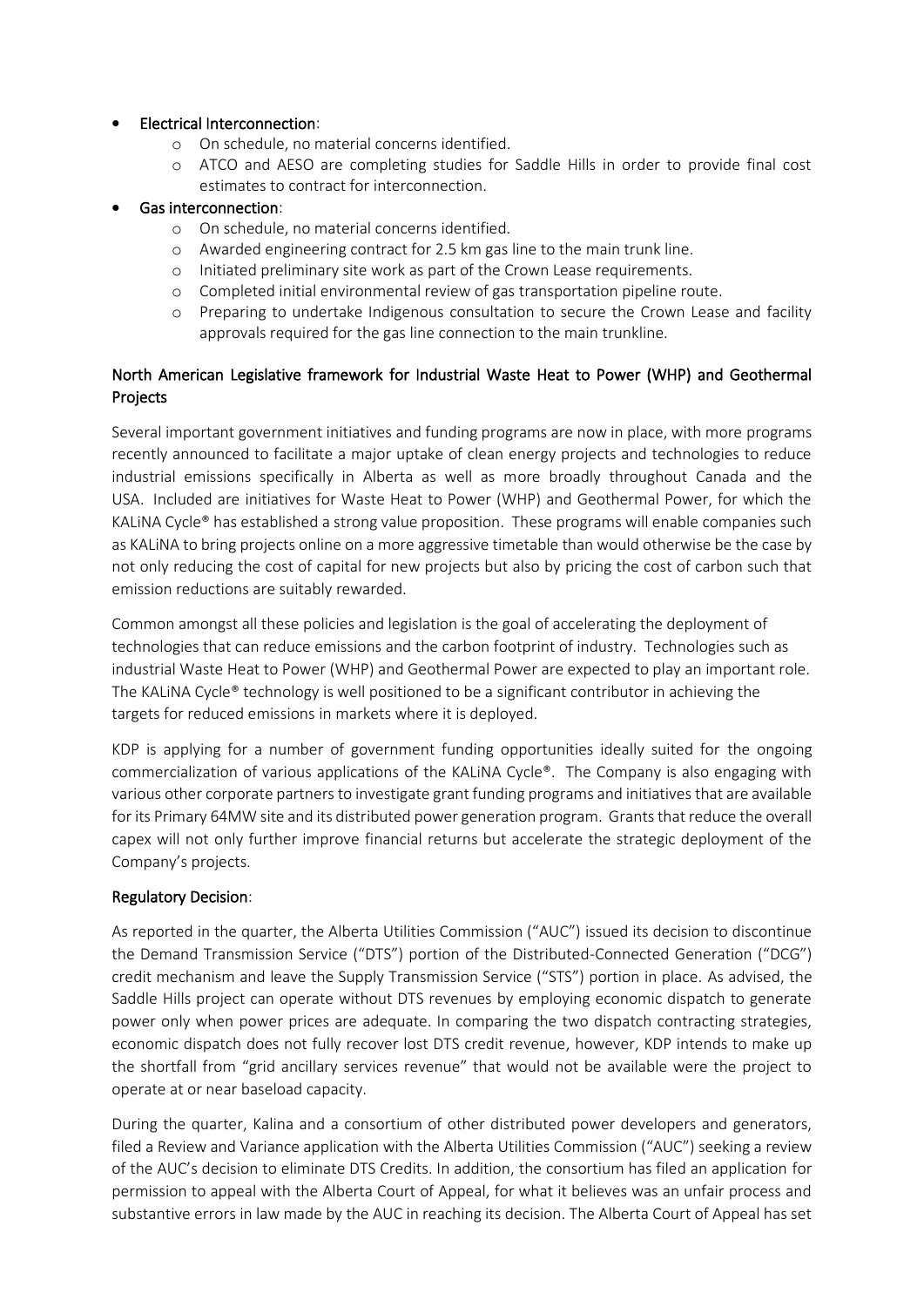- **Electrical Interconnection**:
  - On schedule, no material concerns identified.
  - ATCO and AESO are completing studies for Saddle Hills in order to provide final cost estimates to contract for interconnection.
- **Gas interconnection**:
  - On schedule, no material concerns identified.
  - Awarded engineering contract for 2.5 km gas line to the main trunk line.
  - Initiated preliminary site work as part of the Crown Lease requirements.
  - Completed initial environmental review of gas transportation pipeline route.
  - Preparing to undertake Indigenous consultation to secure the Crown Lease and facility approvals required for the gas line connection to the main trunkline.

## North American Legislative framework for Industrial Waste Heat to Power (WHP) and Geothermal Projects

Several important government initiatives and funding programs are now in place, with more programs recently announced to facilitate a major uptake of clean energy projects and technologies to reduce industrial emissions specifically in Alberta as well as more broadly throughout Canada and the USA. Included are initiatives for Waste Heat to Power (WHP) and Geothermal Power, for which the KALiNA Cycle® has established a strong value proposition. These programs will enable companies such as KALiNA to bring projects online on a more aggressive timetable than would otherwise be the case by not only reducing the cost of capital for new projects but also by pricing the cost of carbon such that emission reductions are suitably rewarded.

Common amongst all these policies and legislation is the goal of accelerating the deployment of technologies that can reduce emissions and the carbon footprint of industry. Technologies such as industrial Waste Heat to Power (WHP) and Geothermal Power are expected to play an important role. The KALiNA Cycle® technology is well positioned to be a significant contributor in achieving the targets for reduced emissions in markets where it is deployed.

KDP is applying for a number of government funding opportunities ideally suited for the ongoing commercialization of various applications of the KALiNA Cycle®. The Company is also engaging with various other corporate partners to investigate grant funding programs and initiatives that are available for its Primary 64MW site and its distributed power generation program. Grants that reduce the overall capex will not only further improve financial returns but accelerate the strategic deployment of the Company's projects.

## Regulatory Decision:

As reported in the quarter, the Alberta Utilities Commission ("AUC") issued its decision to discontinue the Demand Transmission Service ("DTS") portion of the Distributed-Connected Generation ("DCG") credit mechanism and leave the Supply Transmission Service ("STS") portion in place. As advised, the Saddle Hills project can operate without DTS revenues by employing economic dispatch to generate power only when power prices are adequate. In comparing the two dispatch contracting strategies, economic dispatch does not fully recover lost DTS credit revenue, however, KDP intends to make up the shortfall from "grid ancillary services revenue" that would not be available were the project to operate at or near baseload capacity.

During the quarter, Kalina and a consortium of other distributed power developers and generators, filed a Review and Variance application with the Alberta Utilities Commission ("AUC") seeking a review of the AUC's decision to eliminate DTS Credits. In addition, the consortium has filed an application for permission to appeal with the Alberta Court of Appeal, for what it believes was an unfair process and substantive errors in law made by the AUC in reaching its decision. The Alberta Court of Appeal has set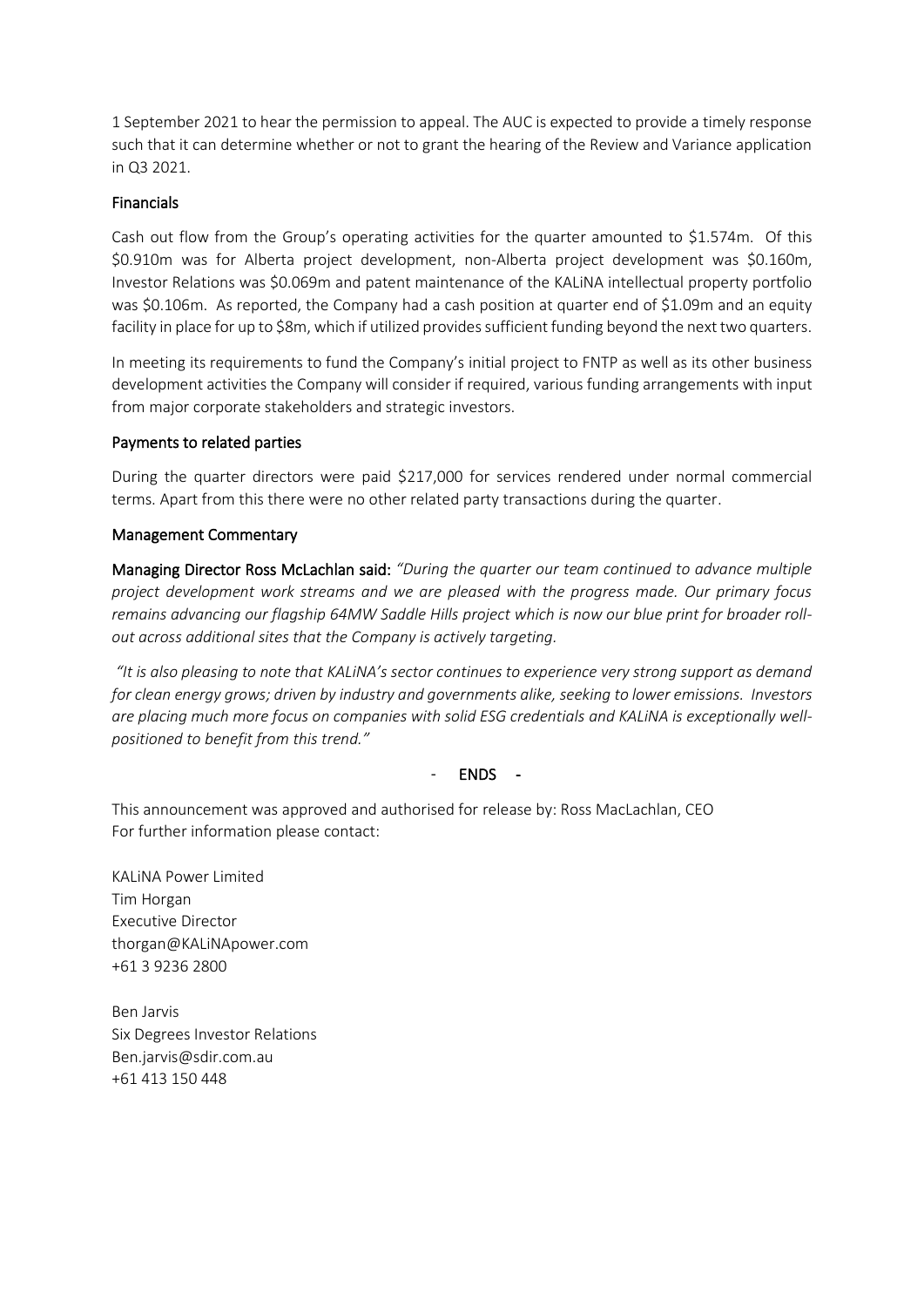1 September 2021 to hear the permission to appeal. The AUC is expected to provide a timely response such that it can determine whether or not to grant the hearing of the Review and Variance application in Q3 2021.

## Financials

Cash out flow from the Group's operating activities for the quarter amounted to $1.574m. Of this $0.910m was for Alberta project development, non-Alberta project development was $0.160m, Investor Relations was $0.069m and patent maintenance of the KALiNA intellectual property portfolio was $0.106m. As reported, the Company had a cash position at quarter end of $1.09m and an equity facility in place for up to $8m, which if utilized provides sufficient funding beyond the next two quarters.

In meeting its requirements to fund the Company's initial project to FNTP as well as its other business development activities the Company will consider if required, various funding arrangements with input from major corporate stakeholders and strategic investors.

## Payments to related parties

During the quarter directors were paid $217,000 for services rendered under normal commercial terms. Apart from this there were no other related party transactions during the quarter.

## Management Commentary

**Managing Director Ross McLachlan said:** *"During the quarter our team continued to advance multiple project development work streams and we are pleased with the progress made. Our primary focus remains advancing our flagship 64MW Saddle Hills project which is now our blue print for broader roll-out across additional sites that the Company is actively targeting.*

*"It is also pleasing to note that KALiNA's sector continues to experience very strong support as demand for clean energy grows; driven by industry and governments alike, seeking to lower emissions. Investors are placing much more focus on companies with solid ESG credentials and KALiNA is exceptionally well-positioned to benefit from this trend."*

**- ENDS -**

This announcement was approved and authorised for release by: Ross MacLachlan, CEO
For further information please contact:

KALiNA Power Limited
Tim Horgan
Executive Director
thorgan@KALiNApower.com
+61 3 9236 2800

Ben Jarvis
Six Degrees Investor Relations
Ben.jarvis@sdir.com.au
+61 413 150 448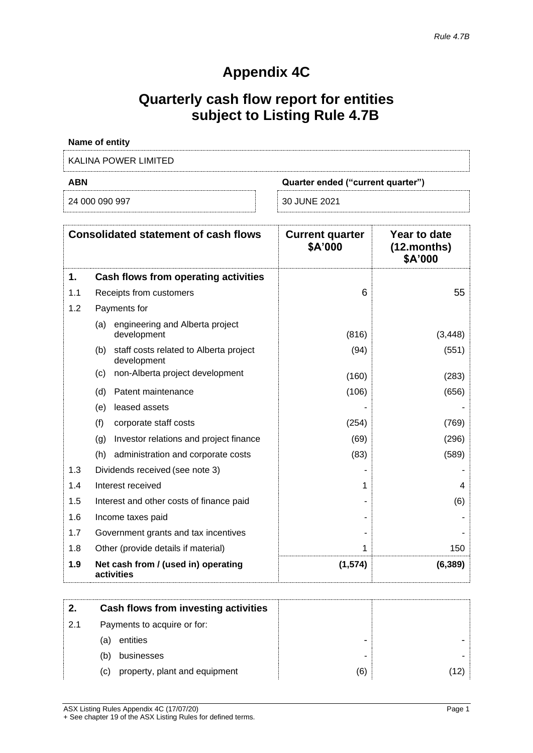*Rule 4.7B*

# Appendix 4C

## Quarterly cash flow report for entities subject to Listing Rule 4.7B

**Name of entity**

KALINA POWER LIMITED

| **ABN** | **Quarter ended ("current quarter")** |
|---|---|
| 24 000 090 997 | 30 JUNE 2021 |

| | **Consolidated statement of cash flows** | **Current quarter $A'000** | **Year to date (12.months) $A'000** |
|---|---|---|---|
| **1.** | **Cash flows from operating activities** | | |
| 1.1 | Receipts from customers | 6 | 55 |
| 1.2 | Payments for | | |
| | (a) engineering and Alberta project development | (816) | (3,448) |
| | (b) staff costs related to Alberta project development | (94) | (551) |
| | (c) non-Alberta project development | (160) | (283) |
| | (d) Patent maintenance | (106) | (656) |
| | (e) leased assets | - | - |
| | (f) corporate staff costs | (254) | (769) |
| | (g) Investor relations and project finance | (69) | (296) |
| | (h) administration and corporate costs | (83) | (589) |
| 1.3 | Dividends received (see note 3) | - | - |
| 1.4 | Interest received | 1 | 4 |
| 1.5 | Interest and other costs of finance paid | - | (6) |
| 1.6 | Income taxes paid | - | - |
| 1.7 | Government grants and tax incentives | - | - |
| 1.8 | Other (provide details if material) | 1 | 150 |
| **1.9** | **Net cash from / (used in) operating activities** | **(1,574)** | **(6,389)** |

| | | | |
|---|---|---|---|
| **2.** | **Cash flows from investing activities** | | |
| 2.1 | Payments to acquire or for: | | |
| | (a) entities | - | - |
| | (b) businesses | - | - |
| | (c) property, plant and equipment | (6) | (12) |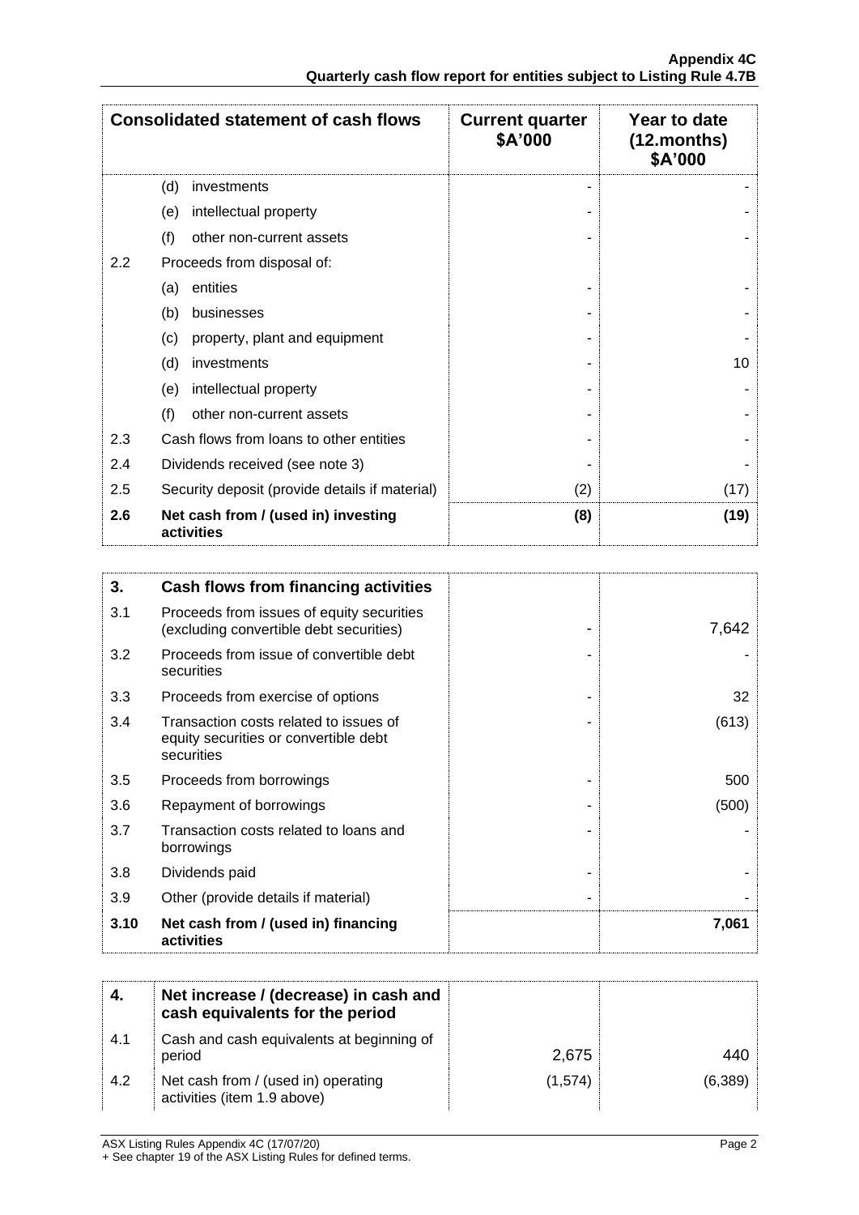| Consolidated statement of cash flows | | Current quarter $A'000 | Year to date (12.months) $A'000 |
|---|---|---|---|
| | (d) investments | - | - |
| | (e) intellectual property | - | - |
| | (f) other non-current assets | - | - |
| 2.2 | Proceeds from disposal of: | | |
| | (a) entities | - | - |
| | (b) businesses | - | - |
| | (c) property, plant and equipment | - | - |
| | (d) investments | - | 10 |
| | (e) intellectual property | - | - |
| | (f) other non-current assets | - | - |
| 2.3 | Cash flows from loans to other entities | - | - |
| 2.4 | Dividends received (see note 3) | - | - |
| 2.5 | Security deposit (provide details if material) | (2) | (17) |
| **2.6** | **Net cash from / (used in) investing activities** | **(8)** | **(19)** |

| **3.** | **Cash flows from financing activities** | | |
|---|---|---|---|
| 3.1 | Proceeds from issues of equity securities (excluding convertible debt securities) | - | 7,642 |
| 3.2 | Proceeds from issue of convertible debt securities | - | - |
| 3.3 | Proceeds from exercise of options | - | 32 |
| 3.4 | Transaction costs related to issues of equity securities or convertible debt securities | - | (613) |
| 3.5 | Proceeds from borrowings | - | 500 |
| 3.6 | Repayment of borrowings | - | (500) |
| 3.7 | Transaction costs related to loans and borrowings | - | - |
| 3.8 | Dividends paid | - | - |
| 3.9 | Other (provide details if material) | - | - |
| **3.10** | **Net cash from / (used in) financing activities** | | **7,061** |

| **4.** | **Net increase / (decrease) in cash and cash equivalents for the period** | | |
|---|---|---|---|
| 4.1 | Cash and cash equivalents at beginning of period | 2,675 | 440 |
| 4.2 | Net cash from / (used in) operating activities (item 1.9 above) | (1,574) | (6,389) |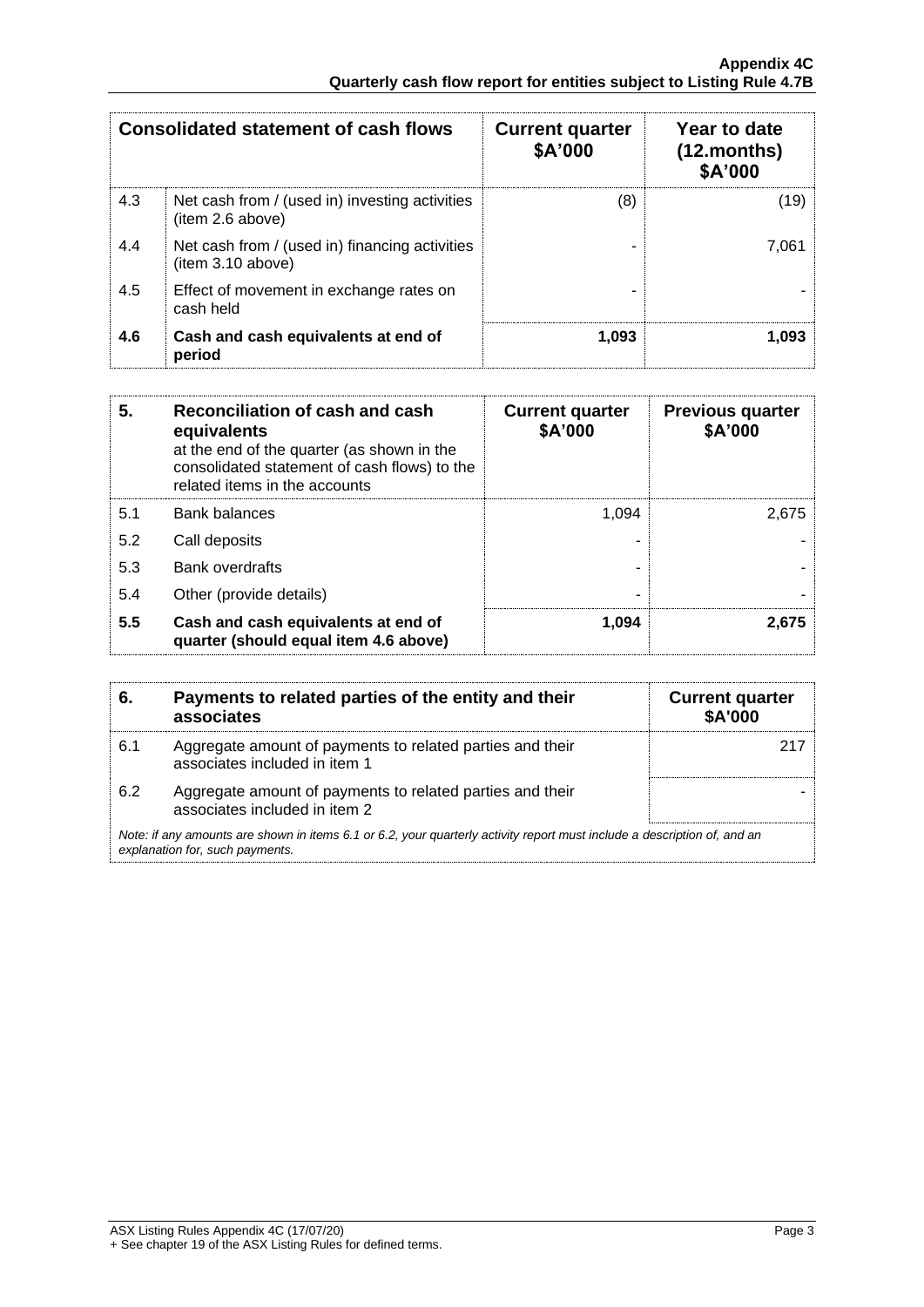| Consolidated statement of cash flows | | Current quarter $A'000 | Year to date (12.months) $A'000 |
|---|---|---|---|
| 4.3 | Net cash from / (used in) investing activities (item 2.6 above) | (8) | (19) |
| 4.4 | Net cash from / (used in) financing activities (item 3.10 above) | - | 7,061 |
| 4.5 | Effect of movement in exchange rates on cash held | - | - |
| **4.6** | **Cash and cash equivalents at end of period** | **1,093** | **1,093** |

| **5.** | **Reconciliation of cash and cash equivalents** at the end of the quarter (as shown in the consolidated statement of cash flows) to the related items in the accounts | **Current quarter $A'000** | **Previous quarter $A'000** |
|---|---|---|---|
| 5.1 | Bank balances | 1,094 | 2,675 |
| 5.2 | Call deposits | - | - |
| 5.3 | Bank overdrafts | - | - |
| 5.4 | Other (provide details) | - | - |
| **5.5** | **Cash and cash equivalents at end of quarter (should equal item 4.6 above)** | **1,094** | **2,675** |

| **6.** | **Payments to related parties of the entity and their associates** | **Current quarter $A'000** |
|---|---|---|
| 6.1 | Aggregate amount of payments to related parties and their associates included in item 1 | 217 |
| 6.2 | Aggregate amount of payments to related parties and their associates included in item 2 | - |

*Note: if any amounts are shown in items 6.1 or 6.2, your quarterly activity report must include a description of, and an explanation for, such payments.*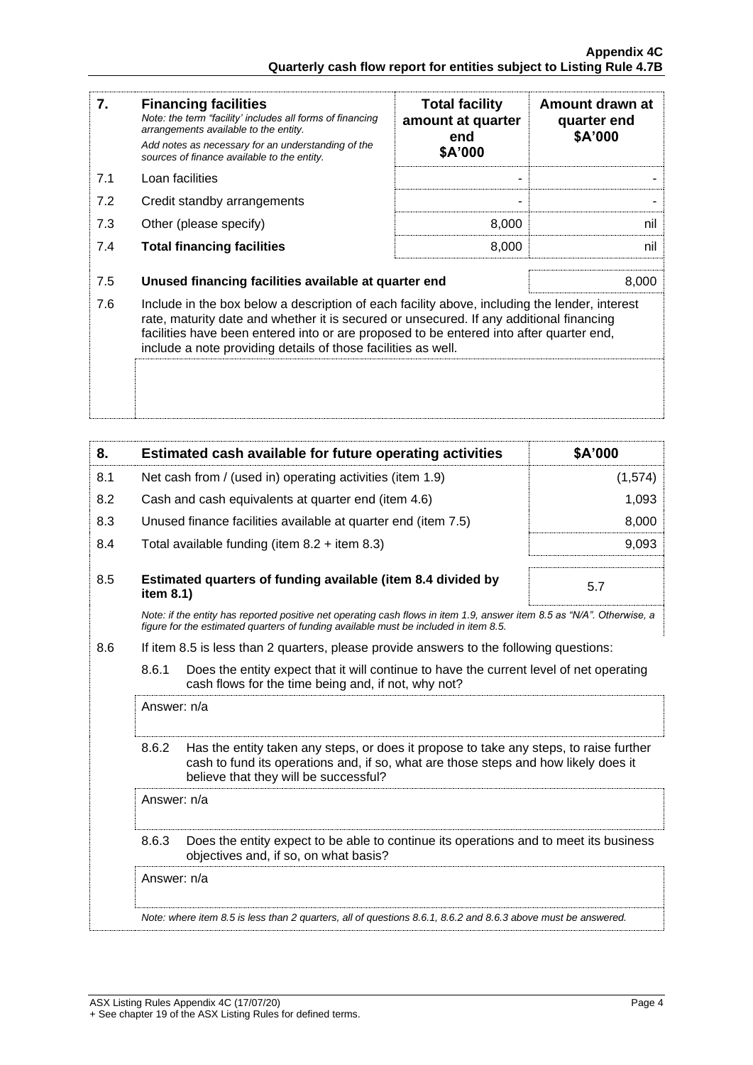| 7. | **Financing facilities**<br>*Note: the term "facility' includes all forms of financing arrangements available to the entity.*<br>*Add notes as necessary for an understanding of the sources of finance available to the entity.* | **Total facility amount at quarter end**<br>**\$A'000** | **Amount drawn at quarter end**<br>**\$A'000** |
|---|---|---|---|
| 7.1 | Loan facilities | - | - |
| 7.2 | Credit standby arrangements | - | - |
| 7.3 | Other (please specify) | 8,000 | nil |
| 7.4 | **Total financing facilities** | 8,000 | nil |

| | | |
|---|---|---|
| 7.5 | **Unused financing facilities available at quarter end** | 8,000 |
| 7.6 | Include in the box below a description of each facility above, including the lender, interest rate, maturity date and whether it is secured or unsecured. If any additional financing facilities have been entered into or are proposed to be entered into after quarter end, include a note providing details of those facilities as well. | |

| 8. | **Estimated cash available for future operating activities** | **\$A'000** |
|---|---|---|
| 8.1 | Net cash from / (used in) operating activities (item 1.9) | (1,574) |
| 8.2 | Cash and cash equivalents at quarter end (item 4.6) | 1,093 |
| 8.3 | Unused finance facilities available at quarter end (item 7.5) | 8,000 |
| 8.4 | Total available funding (item 8.2 + item 8.3) | 9,093 |
| 8.5 | **Estimated quarters of funding available (item 8.4 divided by item 8.1)** | 5.7 |

*Note: if the entity has reported positive net operating cash flows in item 1.9, answer item 8.5 as "N/A". Otherwise, a figure for the estimated quarters of funding available must be included in item 8.5.*

8.6 If item 8.5 is less than 2 quarters, please provide answers to the following questions:

8.6.1 Does the entity expect that it will continue to have the current level of net operating cash flows for the time being and, if not, why not?

Answer: n/a

8.6.2 Has the entity taken any steps, or does it propose to take any steps, to raise further cash to fund its operations and, if so, what are those steps and how likely does it believe that they will be successful?

Answer: n/a

8.6.3 Does the entity expect to be able to continue its operations and to meet its business objectives and, if so, on what basis?

Answer: n/a

*Note: where item 8.5 is less than 2 quarters, all of questions 8.6.1, 8.6.2 and 8.6.3 above must be answered.*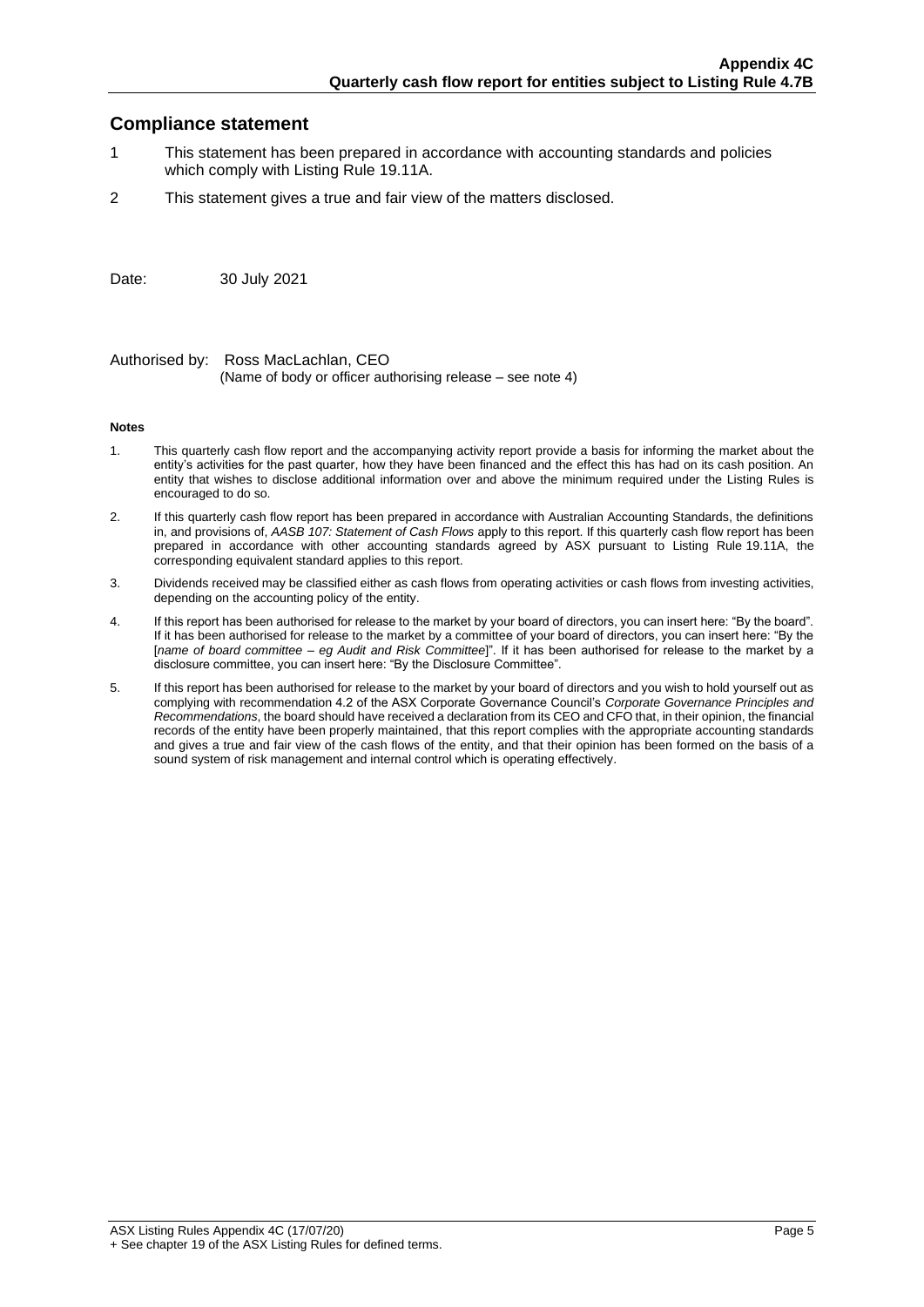## Compliance statement

1. This statement has been prepared in accordance with accounting standards and policies which comply with Listing Rule 19.11A.
2. This statement gives a true and fair view of the matters disclosed.

Date: 30 July 2021

Authorised by: Ross MacLachlan, CEO
(Name of body or officer authorising release – see note 4)

**Notes**

1. This quarterly cash flow report and the accompanying activity report provide a basis for informing the market about the entity's activities for the past quarter, how they have been financed and the effect this has had on its cash position. An entity that wishes to disclose additional information over and above the minimum required under the Listing Rules is encouraged to do so.
2. If this quarterly cash flow report has been prepared in accordance with Australian Accounting Standards, the definitions in, and provisions of, *AASB 107: Statement of Cash Flows* apply to this report. If this quarterly cash flow report has been prepared in accordance with other accounting standards agreed by ASX pursuant to Listing Rule 19.11A, the corresponding equivalent standard applies to this report.
3. Dividends received may be classified either as cash flows from operating activities or cash flows from investing activities, depending on the accounting policy of the entity.
4. If this report has been authorised for release to the market by your board of directors, you can insert here: "By the board". If it has been authorised for release to the market by a committee of your board of directors, you can insert here: "By the [*name of board committee – eg Audit and Risk Committee*]". If it has been authorised for release to the market by a disclosure committee, you can insert here: "By the Disclosure Committee".
5. If this report has been authorised for release to the market by your board of directors and you wish to hold yourself out as complying with recommendation 4.2 of the ASX Corporate Governance Council's *Corporate Governance Principles and Recommendations*, the board should have received a declaration from its CEO and CFO that, in their opinion, the financial records of the entity have been properly maintained, that this report complies with the appropriate accounting standards and gives a true and fair view of the cash flows of the entity, and that their opinion has been formed on the basis of a sound system of risk management and internal control which is operating effectively.